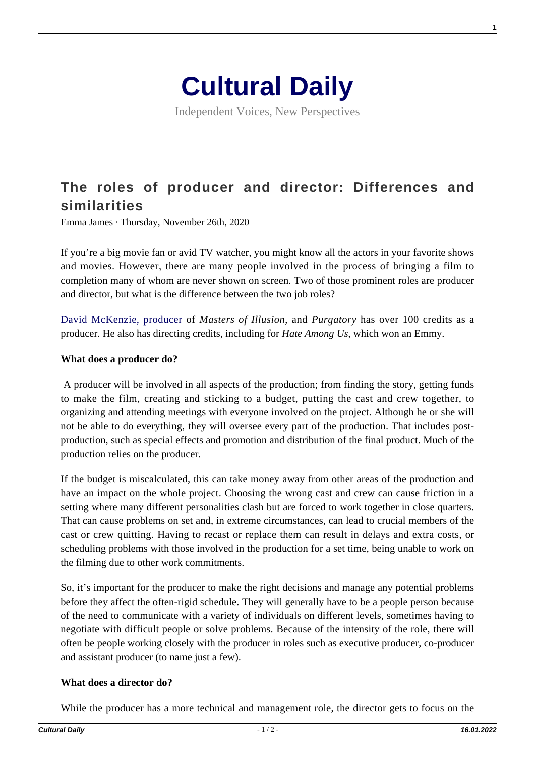# Cultural Daily

Independent Voices, New Perspectives

## The roles of producer and director: Differences and similarities

Emma James · Thursday, November 26th, 2020

If you're a big movie fan or avid TV watcher, you might know all the actors in your favorite shows and movies. However, there are many people involved in the process of bringing a film to completion many of whom are never shown on screen. Two of those prominent roles are producer and director, but what is the difference between the two job roles?

David McKenzie, producer of *Masters of Illusion*, and *Purgatory* has over 100 credits as a producer. He also has directing credits, including for *Hate Among Us*, which won an Emmy.

**What does a producer do?**

A producer will be involved in all aspects of the production; from finding the story, getting funds to make the film, creating and sticking to a budget, putting the cast and crew together, to organizing and attending meetings with everyone involved on the project. Although he or she will not be able to do everything, they will oversee every part of the production. That includes post-production, such as special effects and promotion and distribution of the final product. Much of the production relies on the producer.

If the budget is miscalculated, this can take money away from other areas of the production and have an impact on the whole project. Choosing the wrong cast and crew can cause friction in a setting where many different personalities clash but are forced to work together in close quarters. That can cause problems on set and, in extreme circumstances, can lead to crucial members of the cast or crew quitting. Having to recast or replace them can result in delays and extra costs, or scheduling problems with those involved in the production for a set time, being unable to work on the filming due to other work commitments.

So, it's important for the producer to make the right decisions and manage any potential problems before they affect the often-rigid schedule. They will generally have to be a people person because of the need to communicate with a variety of individuals on different levels, sometimes having to negotiate with difficult people or solve problems. Because of the intensity of the role, there will often be people working closely with the producer in roles such as executive producer, co-producer and assistant producer (to name just a few).

**What does a director do?**

While the producer has a more technical and management role, the director gets to focus on the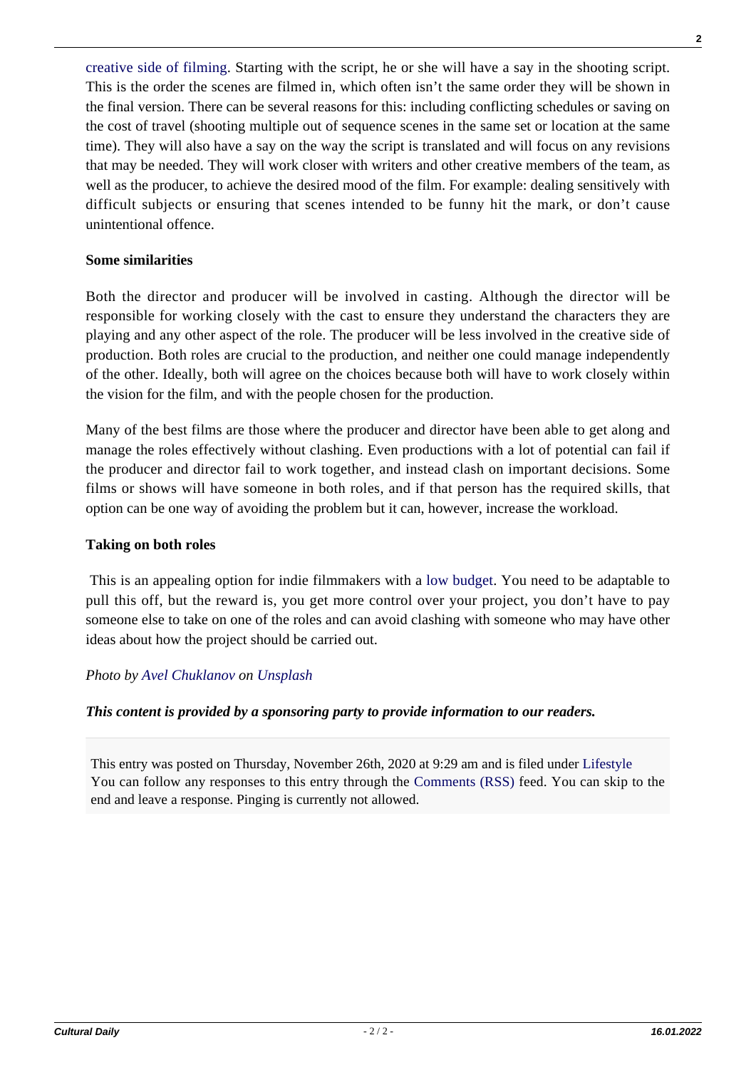creative side of filming. Starting with the script, he or she will have a say in the shooting script. This is the order the scenes are filmed in, which often isn't the same order they will be shown in the final version. There can be several reasons for this: including conflicting schedules or saving on the cost of travel (shooting multiple out of sequence scenes in the same set or location at the same time). They will also have a say on the way the script is translated and will focus on any revisions that may be needed. They will work closer with writers and other creative members of the team, as well as the producer, to achieve the desired mood of the film. For example: dealing sensitively with difficult subjects or ensuring that scenes intended to be funny hit the mark, or don't cause unintentional offence.

**Some similarities**

Both the director and producer will be involved in casting. Although the director will be responsible for working closely with the cast to ensure they understand the characters they are playing and any other aspect of the role. The producer will be less involved in the creative side of production. Both roles are crucial to the production, and neither one could manage independently of the other. Ideally, both will agree on the choices because both will have to work closely within the vision for the film, and with the people chosen for the production.

Many of the best films are those where the producer and director have been able to get along and manage the roles effectively without clashing. Even productions with a lot of potential can fail if the producer and director fail to work together, and instead clash on important decisions. Some films or shows will have someone in both roles, and if that person has the required skills, that option can be one way of avoiding the problem but it can, however, increase the workload.

**Taking on both roles**

This is an appealing option for indie filmmakers with a low budget. You need to be adaptable to pull this off, but the reward is, you get more control over your project, you don't have to pay someone else to take on one of the roles and can avoid clashing with someone who may have other ideas about how the project should be carried out.

*Photo by Avel Chuklanov on Unsplash*

***This content is provided by a sponsoring party to provide information to our readers.***

This entry was posted on Thursday, November 26th, 2020 at 9:29 am and is filed under Lifestyle
You can follow any responses to this entry through the Comments (RSS) feed. You can skip to the end and leave a response. Pinging is currently not allowed.